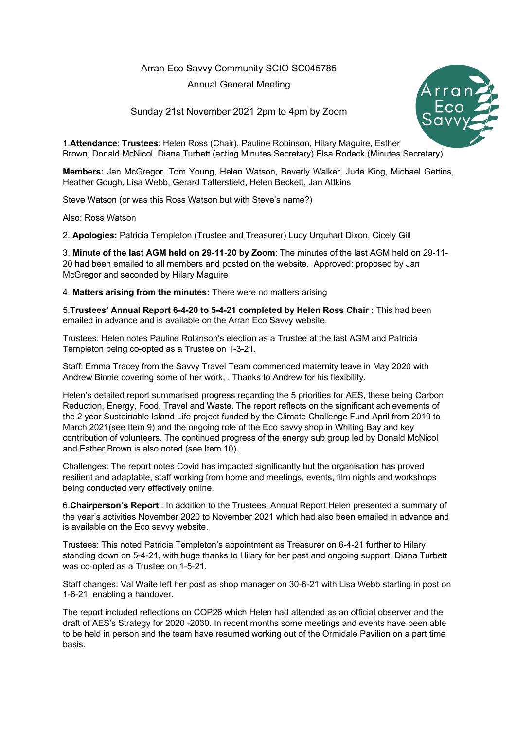Arran Eco Savvy Community SCIO SC045785

Annual General Meeting

Sunday 21st November 2021 2pm to 4pm by Zoom

1.**Attendance**: **Trustees**: Helen Ross (Chair), Pauline Robinson, Hilary Maguire, Esther Brown, Donald McNicol. Diana Turbett (acting Minutes Secretary) Elsa Rodeck (Minutes Secretary)

**Members:** Jan McGregor, Tom Young, Helen Watson, Beverly Walker, Jude King, Michael Gettins, Heather Gough, Lisa Webb, Gerard Tattersfield, Helen Beckett, Jan Attkins

Steve Watson (or was this Ross Watson but with Steve's name?)

Also: Ross Watson

2. **Apologies:** Patricia Templeton (Trustee and Treasurer) Lucy Urquhart Dixon, Cicely Gill

3. **Minute of the last AGM held on 29-11-20 by Zoom**: The minutes of the last AGM held on 29-11-20 had been emailed to all members and posted on the website. Approved: proposed by Jan McGregor and seconded by Hilary Maguire

4. **Matters arising from the minutes:** There were no matters arising

5.**Trustees' Annual Report 6-4-20 to 5-4-21 completed by Helen Ross Chair :** This had been emailed in advance and is available on the Arran Eco Savvy website.

Trustees: Helen notes Pauline Robinson's election as a Trustee at the last AGM and Patricia Templeton being co-opted as a Trustee on 1-3-21.

Staff: Emma Tracey from the Savvy Travel Team commenced maternity leave in May 2020 with Andrew Binnie covering some of her work, . Thanks to Andrew for his flexibility.

Helen's detailed report summarised progress regarding the 5 priorities for AES, these being Carbon Reduction, Energy, Food, Travel and Waste. The report reflects on the significant achievements of the 2 year Sustainable Island Life project funded by the Climate Challenge Fund April from 2019 to March 2021(see Item 9) and the ongoing role of the Eco savvy shop in Whiting Bay and key contribution of volunteers. The continued progress of the energy sub group led by Donald McNicol and Esther Brown is also noted (see Item 10).

Challenges: The report notes Covid has impacted significantly but the organisation has proved resilient and adaptable, staff working from home and meetings, events, film nights and workshops being conducted very effectively online.

6.**Chairperson's Report** : In addition to the Trustees' Annual Report Helen presented a summary of the year's activities November 2020 to November 2021 which had also been emailed in advance and is available on the Eco savvy website.

Trustees: This noted Patricia Templeton's appointment as Treasurer on 6-4-21 further to Hilary standing down on 5-4-21, with huge thanks to Hilary for her past and ongoing support. Diana Turbett was co-opted as a Trustee on 1-5-21.

Staff changes: Val Waite left her post as shop manager on 30-6-21 with Lisa Webb starting in post on 1-6-21, enabling a handover.

The report included reflections on COP26 which Helen had attended as an official observer and the draft of AES's Strategy for 2020 -2030. In recent months some meetings and events have been able to be held in person and the team have resumed working out of the Ormidale Pavilion on a part time basis.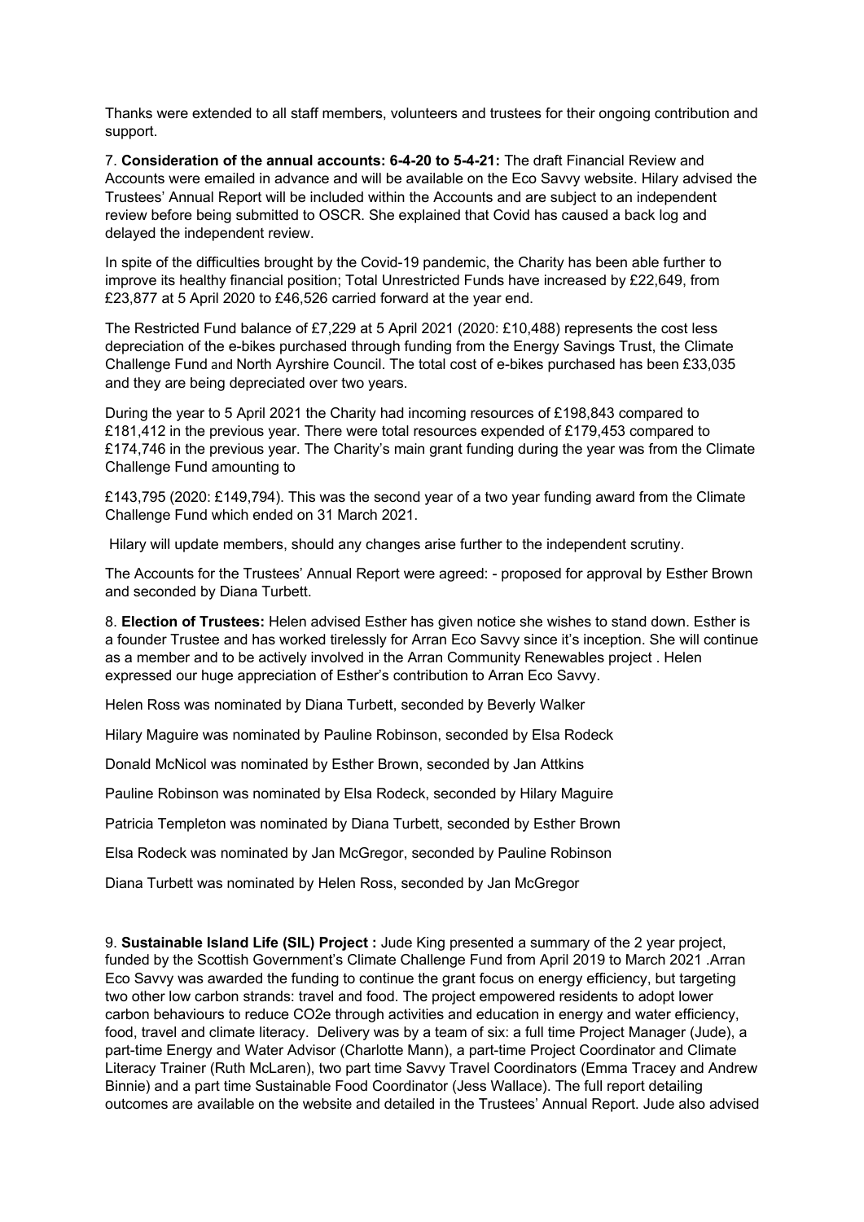Thanks were extended to all staff members, volunteers and trustees for their ongoing contribution and support.

7. **Consideration of the annual accounts: 6-4-20 to 5-4-21:** The draft Financial Review and Accounts were emailed in advance and will be available on the Eco Savvy website. Hilary advised the Trustees' Annual Report will be included within the Accounts and are subject to an independent review before being submitted to OSCR. She explained that Covid has caused a back log and delayed the independent review.

In spite of the difficulties brought by the Covid-19 pandemic, the Charity has been able further to improve its healthy financial position; Total Unrestricted Funds have increased by £22,649, from £23,877 at 5 April 2020 to £46,526 carried forward at the year end.

The Restricted Fund balance of £7,229 at 5 April 2021 (2020: £10,488) represents the cost less depreciation of the e-bikes purchased through funding from the Energy Savings Trust, the Climate Challenge Fund and North Ayrshire Council. The total cost of e-bikes purchased has been £33,035 and they are being depreciated over two years.

During the year to 5 April 2021 the Charity had incoming resources of £198,843 compared to £181,412 in the previous year. There were total resources expended of £179,453 compared to £174,746 in the previous year. The Charity's main grant funding during the year was from the Climate Challenge Fund amounting to

£143,795 (2020: £149,794). This was the second year of a two year funding award from the Climate Challenge Fund which ended on 31 March 2021.

Hilary will update members, should any changes arise further to the independent scrutiny.

The Accounts for the Trustees' Annual Report were agreed: - proposed for approval by Esther Brown and seconded by Diana Turbett.

8. **Election of Trustees:** Helen advised Esther has given notice she wishes to stand down. Esther is a founder Trustee and has worked tirelessly for Arran Eco Savvy since it's inception. She will continue as a member and to be actively involved in the Arran Community Renewables project . Helen expressed our huge appreciation of Esther's contribution to Arran Eco Savvy.

Helen Ross was nominated by Diana Turbett, seconded by Beverly Walker

Hilary Maguire was nominated by Pauline Robinson, seconded by Elsa Rodeck

Donald McNicol was nominated by Esther Brown, seconded by Jan Attkins

Pauline Robinson was nominated by Elsa Rodeck, seconded by Hilary Maguire

Patricia Templeton was nominated by Diana Turbett, seconded by Esther Brown

Elsa Rodeck was nominated by Jan McGregor, seconded by Pauline Robinson

Diana Turbett was nominated by Helen Ross, seconded by Jan McGregor

9. **Sustainable Island Life (SIL) Project :** Jude King presented a summary of the 2 year project, funded by the Scottish Government's Climate Challenge Fund from April 2019 to March 2021 .Arran Eco Savvy was awarded the funding to continue the grant focus on energy efficiency, but targeting two other low carbon strands: travel and food. The project empowered residents to adopt lower carbon behaviours to reduce $CO_2e$ through activities and education in energy and water efficiency, food, travel and climate literacy. Delivery was by a team of six: a full time Project Manager (Jude), a part-time Energy and Water Advisor (Charlotte Mann), a part-time Project Coordinator and Climate Literacy Trainer (Ruth McLaren), two part time Savvy Travel Coordinators (Emma Tracey and Andrew Binnie) and a part time Sustainable Food Coordinator (Jess Wallace). The full report detailing outcomes are available on the website and detailed in the Trustees' Annual Report. Jude also advised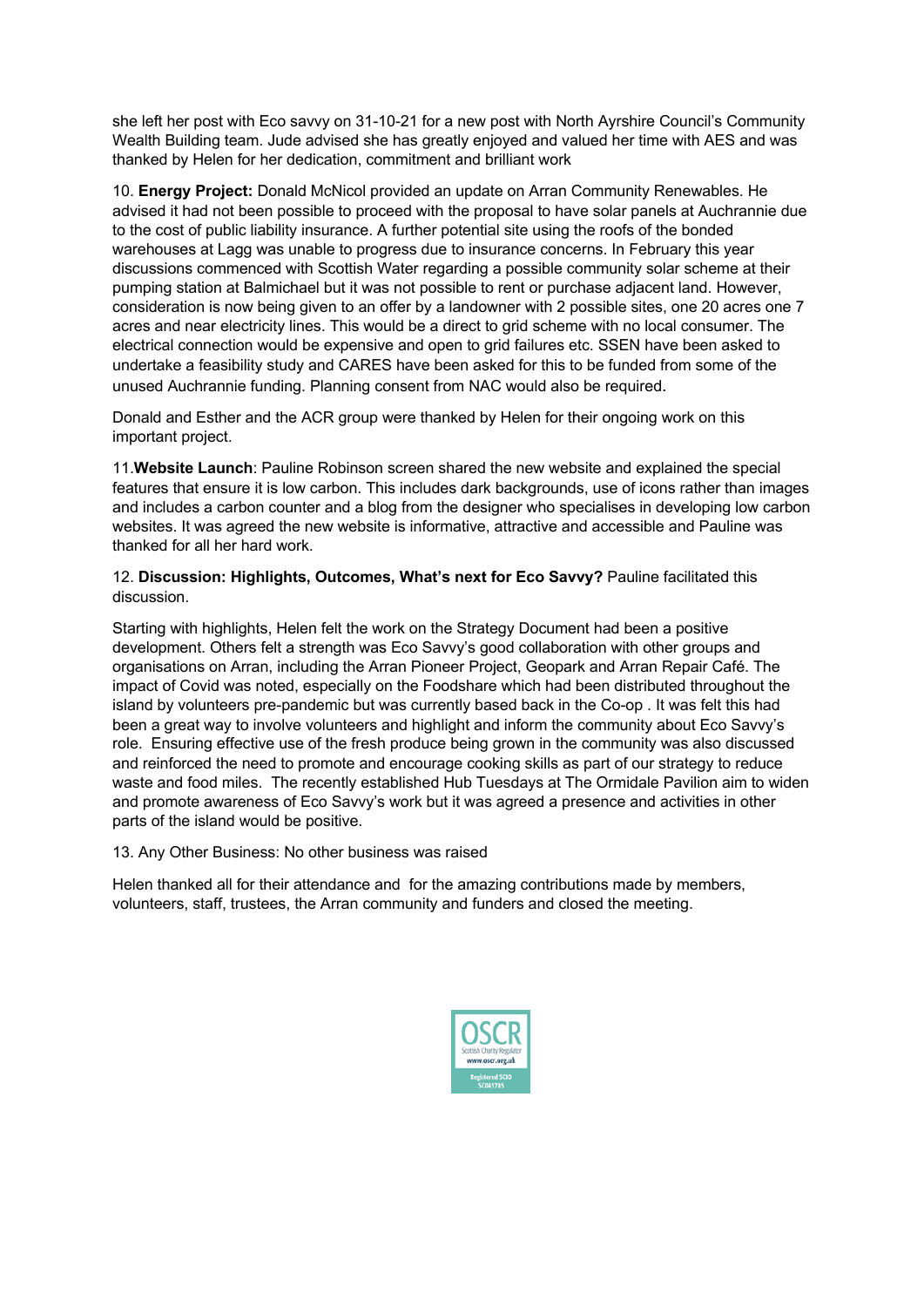she left her post with Eco savvy on 31-10-21 for a new post with North Ayrshire Council's Community Wealth Building team. Jude advised she has greatly enjoyed and valued her time with AES and was thanked by Helen for her dedication, commitment and brilliant work

10. **Energy Project:** Donald McNicol provided an update on Arran Community Renewables. He advised it had not been possible to proceed with the proposal to have solar panels at Auchrannie due to the cost of public liability insurance. A further potential site using the roofs of the bonded warehouses at Lagg was unable to progress due to insurance concerns. In February this year discussions commenced with Scottish Water regarding a possible community solar scheme at their pumping station at Balmichael but it was not possible to rent or purchase adjacent land. However, consideration is now being given to an offer by a landowner with 2 possible sites, one 20 acres one 7 acres and near electricity lines. This would be a direct to grid scheme with no local consumer. The electrical connection would be expensive and open to grid failures etc. SSEN have been asked to undertake a feasibility study and CARES have been asked for this to be funded from some of the unused Auchrannie funding. Planning consent from NAC would also be required.

Donald and Esther and the ACR group were thanked by Helen for their ongoing work on this important project.

11.**Website Launch**: Pauline Robinson screen shared the new website and explained the special features that ensure it is low carbon. This includes dark backgrounds, use of icons rather than images and includes a carbon counter and a blog from the designer who specialises in developing low carbon websites. It was agreed the new website is informative, attractive and accessible and Pauline was thanked for all her hard work.

12. **Discussion: Highlights, Outcomes, What's next for Eco Savvy?** Pauline facilitated this discussion.

Starting with highlights, Helen felt the work on the Strategy Document had been a positive development. Others felt a strength was Eco Savvy's good collaboration with other groups and organisations on Arran, including the Arran Pioneer Project, Geopark and Arran Repair Café. The impact of Covid was noted, especially on the Foodshare which had been distributed throughout the island by volunteers pre-pandemic but was currently based back in the Co-op . It was felt this had been a great way to involve volunteers and highlight and inform the community about Eco Savvy's role. Ensuring effective use of the fresh produce being grown in the community was also discussed and reinforced the need to promote and encourage cooking skills as part of our strategy to reduce waste and food miles. The recently established Hub Tuesdays at The Ormidale Pavilion aim to widen and promote awareness of Eco Savvy's work but it was agreed a presence and activities in other parts of the island would be positive.

13. Any Other Business: No other business was raised

Helen thanked all for their attendance and for the amazing contributions made by members, volunteers, staff, trustees, the Arran community and funders and closed the meeting.

OSCR
Scottish Charity Regulator
www.oscr.org.uk
Registered SCIO
SC045785